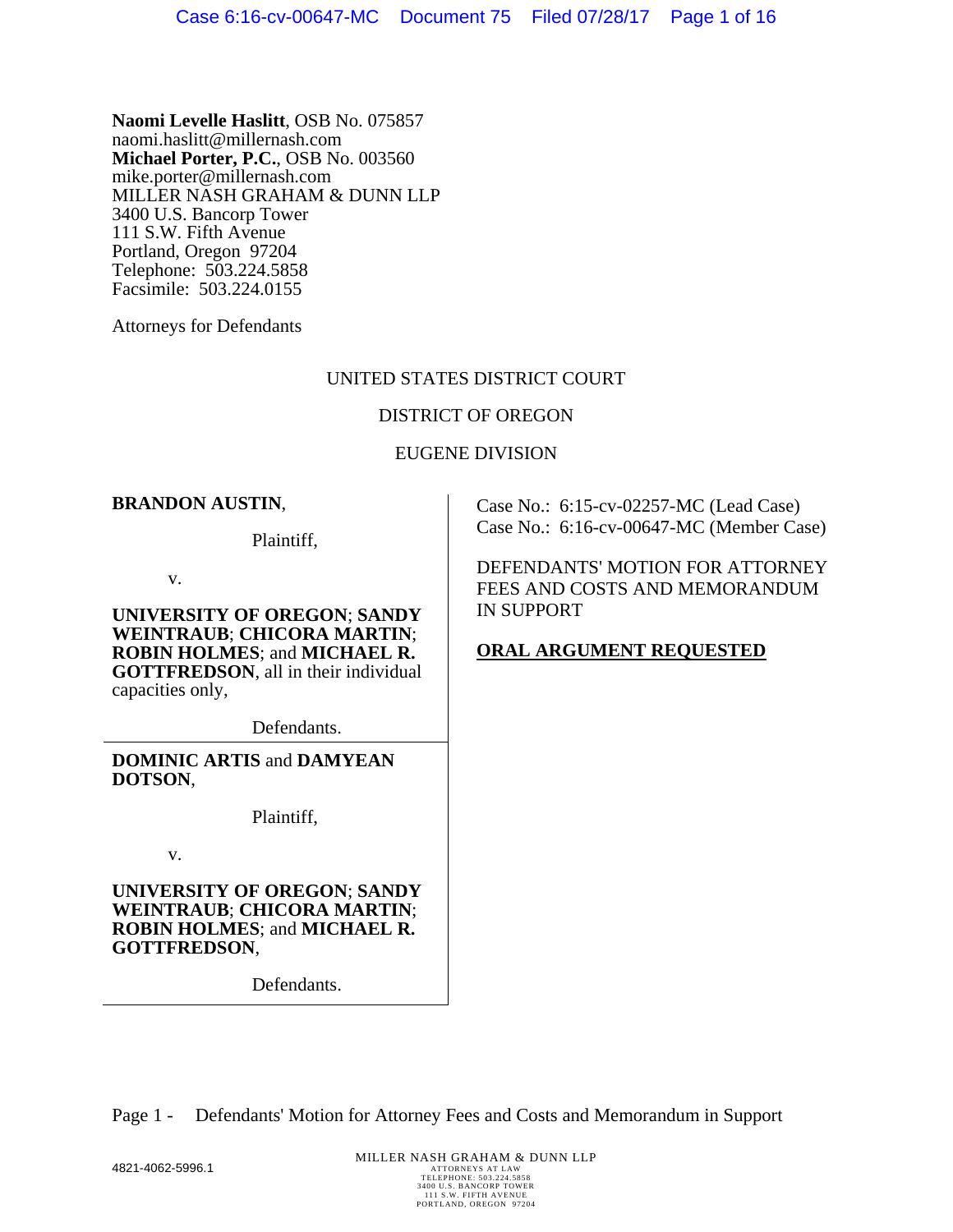**Naomi Levelle Haslitt**, OSB No. 075857
naomi.haslitt@millernash.com
**Michael Porter, P.C.**, OSB No. 003560
mike.porter@millernash.com
MILLER NASH GRAHAM & DUNN LLP
3400 U.S. Bancorp Tower
111 S.W. Fifth Avenue
Portland, Oregon 97204
Telephone: 503.224.5858
Facsimile: 503.224.0155

Attorneys for Defendants

UNITED STATES DISTRICT COURT

DISTRICT OF OREGON

EUGENE DIVISION

**BRANDON AUSTIN**,

Plaintiff,

v.

**UNIVERSITY OF OREGON**; **SANDY WEINTRAUB**; **CHICORA MARTIN**; **ROBIN HOLMES**; and **MICHAEL R. GOTTFREDSON**, all in their individual capacities only,

Defendants.

**DOMINIC ARTIS** and **DAMYEAN DOTSON**,

Plaintiff,

v.

**UNIVERSITY OF OREGON**; **SANDY WEINTRAUB**; **CHICORA MARTIN**; **ROBIN HOLMES**; and **MICHAEL R. GOTTFREDSON**,

Defendants.

Case No.: 6:15-cv-02257-MC (Lead Case)
Case No.: 6:16-cv-00647-MC (Member Case)

DEFENDANTS' MOTION FOR ATTORNEY FEES AND COSTS AND MEMORANDUM IN SUPPORT

**ORAL ARGUMENT REQUESTED**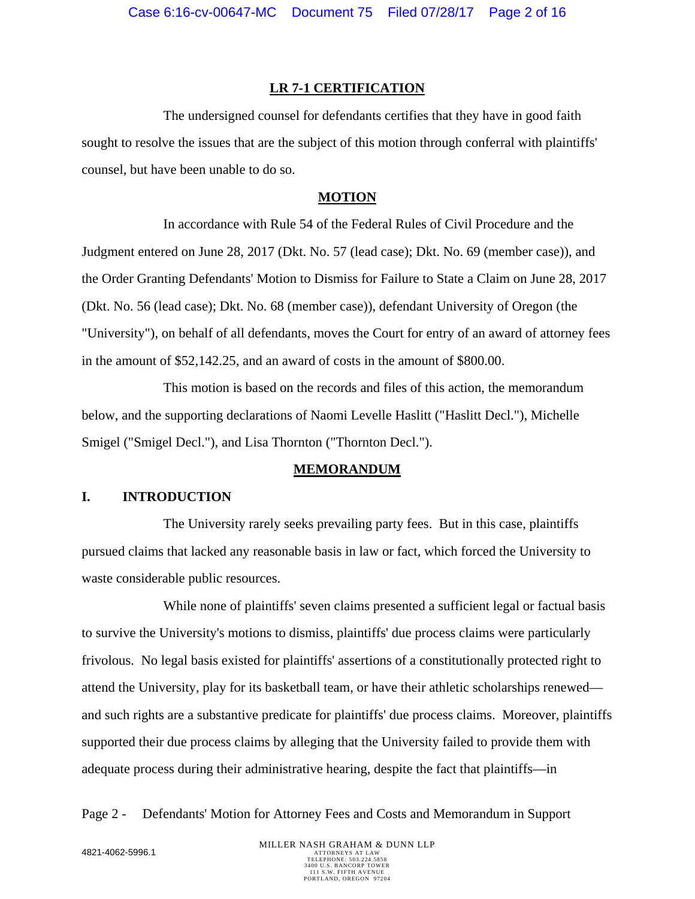## LR 7-1 CERTIFICATION

The undersigned counsel for defendants certifies that they have in good faith sought to resolve the issues that are the subject of this motion through conferral with plaintiffs' counsel, but have been unable to do so.

## MOTION

In accordance with Rule 54 of the Federal Rules of Civil Procedure and the Judgment entered on June 28, 2017 (Dkt. No. 57 (lead case); Dkt. No. 69 (member case)), and the Order Granting Defendants' Motion to Dismiss for Failure to State a Claim on June 28, 2017 (Dkt. No. 56 (lead case); Dkt. No. 68 (member case)), defendant University of Oregon (the "University"), on behalf of all defendants, moves the Court for entry of an award of attorney fees in the amount of $52,142.25, and an award of costs in the amount of $800.00.

This motion is based on the records and files of this action, the memorandum below, and the supporting declarations of Naomi Levelle Haslitt ("Haslitt Decl."), Michelle Smigel ("Smigel Decl."), and Lisa Thornton ("Thornton Decl.").

## MEMORANDUM

### I. INTRODUCTION

The University rarely seeks prevailing party fees. But in this case, plaintiffs pursued claims that lacked any reasonable basis in law or fact, which forced the University to waste considerable public resources.

While none of plaintiffs' seven claims presented a sufficient legal or factual basis to survive the University's motions to dismiss, plaintiffs' due process claims were particularly frivolous. No legal basis existed for plaintiffs' assertions of a constitutionally protected right to attend the University, play for its basketball team, or have their athletic scholarships renewed—and such rights are a substantive predicate for plaintiffs' due process claims. Moreover, plaintiffs supported their due process claims by alleging that the University failed to provide them with adequate process during their administrative hearing, despite the fact that plaintiffs—in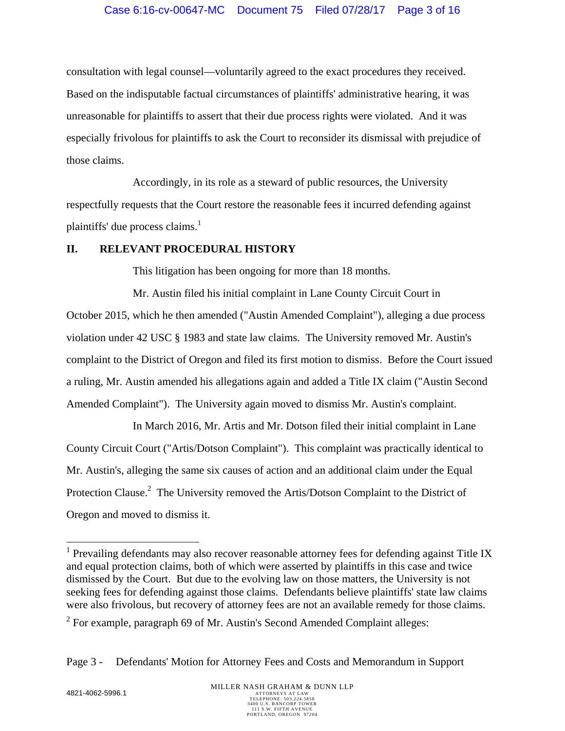consultation with legal counsel—voluntarily agreed to the exact procedures they received. Based on the indisputable factual circumstances of plaintiffs' administrative hearing, it was unreasonable for plaintiffs to assert that their due process rights were violated. And it was especially frivolous for plaintiffs to ask the Court to reconsider its dismissal with prejudice of those claims.

Accordingly, in its role as a steward of public resources, the University respectfully requests that the Court restore the reasonable fees it incurred defending against plaintiffs' due process claims.[1]

## II. RELEVANT PROCEDURAL HISTORY

This litigation has been ongoing for more than 18 months.

Mr. Austin filed his initial complaint in Lane County Circuit Court in October 2015, which he then amended ("Austin Amended Complaint"), alleging a due process violation under 42 USC § 1983 and state law claims. The University removed Mr. Austin's complaint to the District of Oregon and filed its first motion to dismiss. Before the Court issued a ruling, Mr. Austin amended his allegations again and added a Title IX claim ("Austin Second Amended Complaint"). The University again moved to dismiss Mr. Austin's complaint.

In March 2016, Mr. Artis and Mr. Dotson filed their initial complaint in Lane County Circuit Court ("Artis/Dotson Complaint"). This complaint was practically identical to Mr. Austin's, alleging the same six causes of action and an additional claim under the Equal Protection Clause.[2] The University removed the Artis/Dotson Complaint to the District of Oregon and moved to dismiss it.

---

[1] Prevailing defendants may also recover reasonable attorney fees for defending against Title IX and equal protection claims, both of which were asserted by plaintiffs in this case and twice dismissed by the Court. But due to the evolving law on those matters, the University is not seeking fees for defending against those claims. Defendants believe plaintiffs' state law claims were also frivolous, but recovery of attorney fees are not an available remedy for those claims.

[2] For example, paragraph 69 of Mr. Austin's Second Amended Complaint alleges: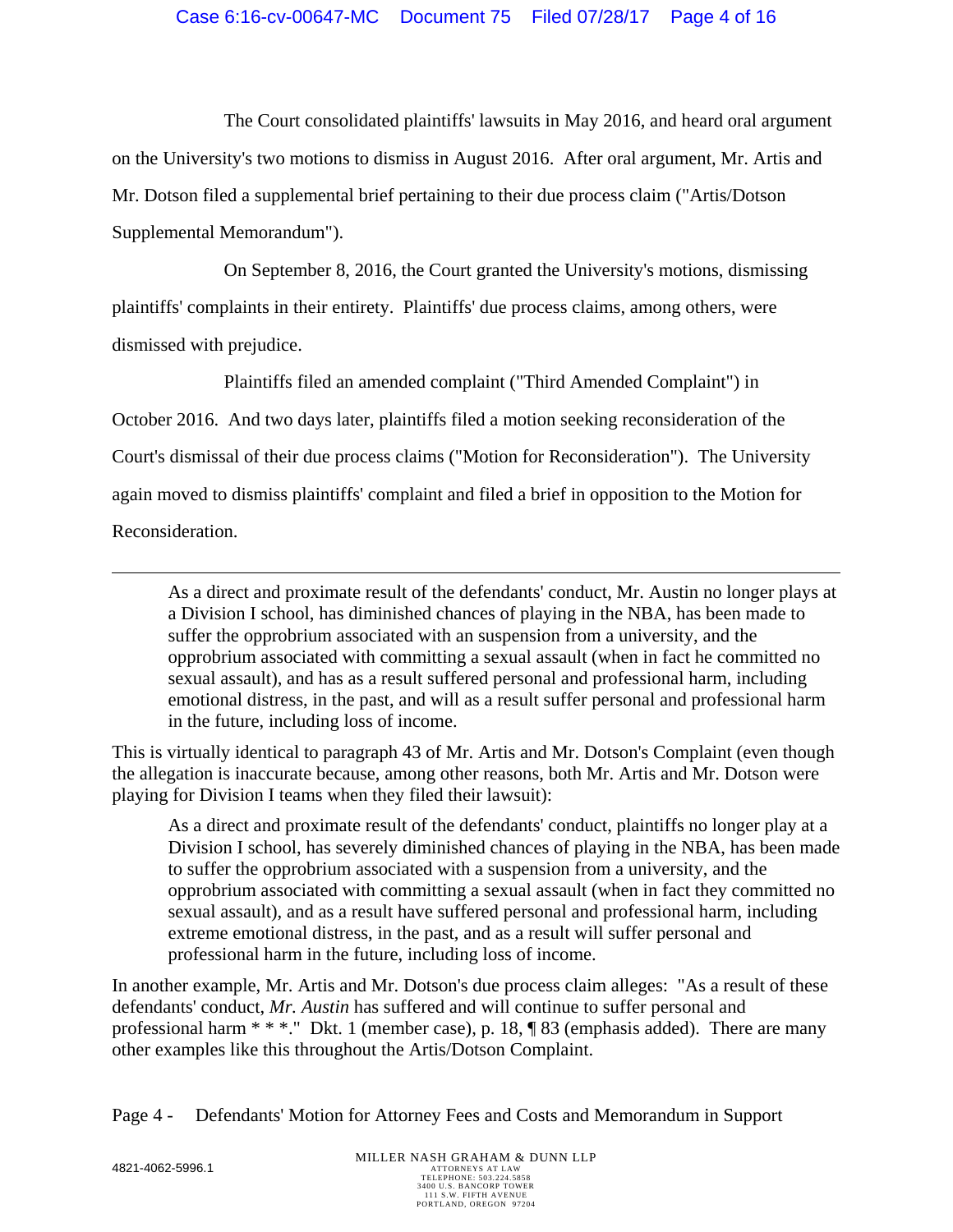The Court consolidated plaintiffs' lawsuits in May 2016, and heard oral argument on the University's two motions to dismiss in August 2016. After oral argument, Mr. Artis and Mr. Dotson filed a supplemental brief pertaining to their due process claim ("Artis/Dotson Supplemental Memorandum").

On September 8, 2016, the Court granted the University's motions, dismissing plaintiffs' complaints in their entirety. Plaintiffs' due process claims, among others, were dismissed with prejudice.

Plaintiffs filed an amended complaint ("Third Amended Complaint") in October 2016. And two days later, plaintiffs filed a motion seeking reconsideration of the Court's dismissal of their due process claims ("Motion for Reconsideration"). The University again moved to dismiss plaintiffs' complaint and filed a brief in opposition to the Motion for Reconsideration.

---

> As a direct and proximate result of the defendants' conduct, Mr. Austin no longer plays at a Division I school, has diminished chances of playing in the NBA, has been made to suffer the opprobrium associated with an suspension from a university, and the opprobrium associated with committing a sexual assault (when in fact he committed no sexual assault), and has as a result suffered personal and professional harm, including emotional distress, in the past, and will as a result suffer personal and professional harm in the future, including loss of income.

This is virtually identical to paragraph 43 of Mr. Artis and Mr. Dotson's Complaint (even though the allegation is inaccurate because, among other reasons, both Mr. Artis and Mr. Dotson were playing for Division I teams when they filed their lawsuit):

> As a direct and proximate result of the defendants' conduct, plaintiffs no longer play at a Division I school, has severely diminished chances of playing in the NBA, has been made to suffer the opprobrium associated with a suspension from a university, and the opprobrium associated with committing a sexual assault (when in fact they committed no sexual assault), and as a result have suffered personal and professional harm, including extreme emotional distress, in the past, and as a result will suffer personal and professional harm in the future, including loss of income.

In another example, Mr. Artis and Mr. Dotson's due process claim alleges: "As a result of these defendants' conduct, *Mr. Austin* has suffered and will continue to suffer personal and professional harm * * *." Dkt. 1 (member case), p. 18, ¶ 83 (emphasis added). There are many other examples like this throughout the Artis/Dotson Complaint.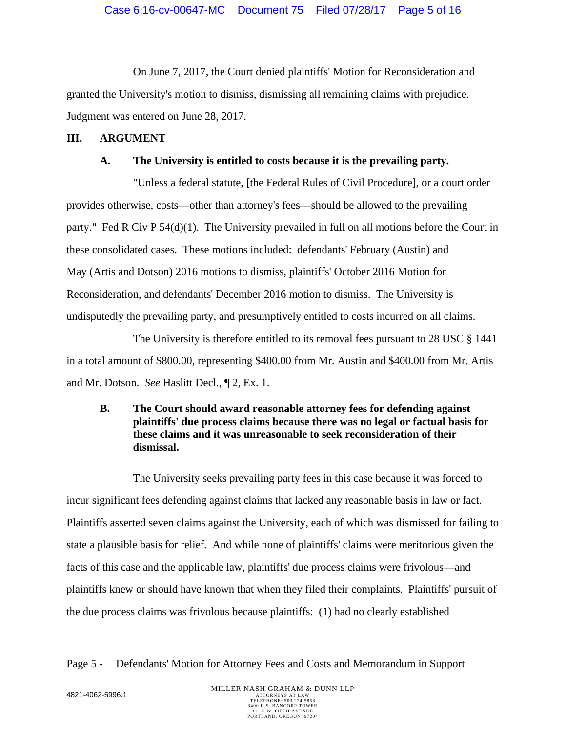On June 7, 2017, the Court denied plaintiffs' Motion for Reconsideration and granted the University's motion to dismiss, dismissing all remaining claims with prejudice. Judgment was entered on June 28, 2017.

## III. ARGUMENT

### A. The University is entitled to costs because it is the prevailing party.

"Unless a federal statute, [the Federal Rules of Civil Procedure], or a court order provides otherwise, costs—other than attorney's fees—should be allowed to the prevailing party." Fed R Civ P 54(d)(1). The University prevailed in full on all motions before the Court in these consolidated cases. These motions included: defendants' February (Austin) and May (Artis and Dotson) 2016 motions to dismiss, plaintiffs' October 2016 Motion for Reconsideration, and defendants' December 2016 motion to dismiss. The University is undisputedly the prevailing party, and presumptively entitled to costs incurred on all claims.

The University is therefore entitled to its removal fees pursuant to 28 USC § 1441 in a total amount of $800.00, representing $400.00 from Mr. Austin and $400.00 from Mr. Artis and Mr. Dotson. *See* Haslitt Decl., ¶ 2, Ex. 1.

### B. The Court should award reasonable attorney fees for defending against plaintiffs' due process claims because there was no legal or factual basis for these claims and it was unreasonable to seek reconsideration of their dismissal.

The University seeks prevailing party fees in this case because it was forced to incur significant fees defending against claims that lacked any reasonable basis in law or fact. Plaintiffs asserted seven claims against the University, each of which was dismissed for failing to state a plausible basis for relief. And while none of plaintiffs' claims were meritorious given the facts of this case and the applicable law, plaintiffs' due process claims were frivolous—and plaintiffs knew or should have known that when they filed their complaints. Plaintiffs' pursuit of the due process claims was frivolous because plaintiffs: (1) had no clearly established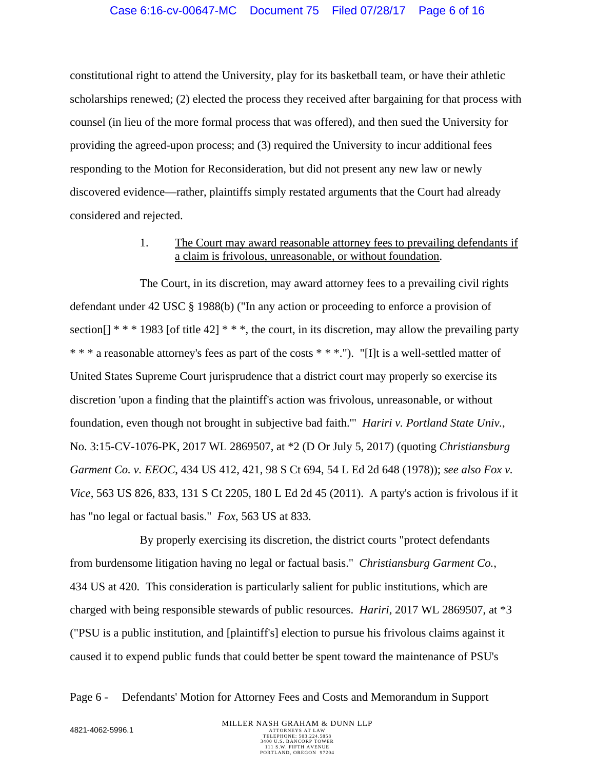constitutional right to attend the University, play for its basketball team, or have their athletic scholarships renewed; (2) elected the process they received after bargaining for that process with counsel (in lieu of the more formal process that was offered), and then sued the University for providing the agreed-upon process; and (3) required the University to incur additional fees responding to the Motion for Reconsideration, but did not present any new law or newly discovered evidence—rather, plaintiffs simply restated arguments that the Court had already considered and rejected.

1. <u>The Court may award reasonable attorney fees to prevailing defendants if a claim is frivolous, unreasonable, or without foundation</u>.

The Court, in its discretion, may award attorney fees to a prevailing civil rights defendant under 42 USC § 1988(b) ("In any action or proceeding to enforce a provision of section[] * * * 1983 [of title 42] * * *, the court, in its discretion, may allow the prevailing party * * * a reasonable attorney's fees as part of the costs * * *."). "[I]t is a well-settled matter of United States Supreme Court jurisprudence that a district court may properly so exercise its discretion 'upon a finding that the plaintiff's action was frivolous, unreasonable, or without foundation, even though not brought in subjective bad faith.'" *Hariri v. Portland State Univ.*, No. 3:15-CV-1076-PK, 2017 WL 2869507, at *2 (D Or July 5, 2017) (quoting *Christiansburg Garment Co. v. EEOC*, 434 US 412, 421, 98 S Ct 694, 54 L Ed 2d 648 (1978)); *see also Fox v. Vice*, 563 US 826, 833, 131 S Ct 2205, 180 L Ed 2d 45 (2011). A party's action is frivolous if it has "no legal or factual basis." *Fox,* 563 US at 833.

By properly exercising its discretion, the district courts "protect defendants from burdensome litigation having no legal or factual basis." *Christiansburg Garment Co.*, 434 US at 420. This consideration is particularly salient for public institutions, which are charged with being responsible stewards of public resources. *Hariri*, 2017 WL 2869507, at *3 ("PSU is a public institution, and [plaintiff's] election to pursue his frivolous claims against it caused it to expend public funds that could better be spent toward the maintenance of PSU's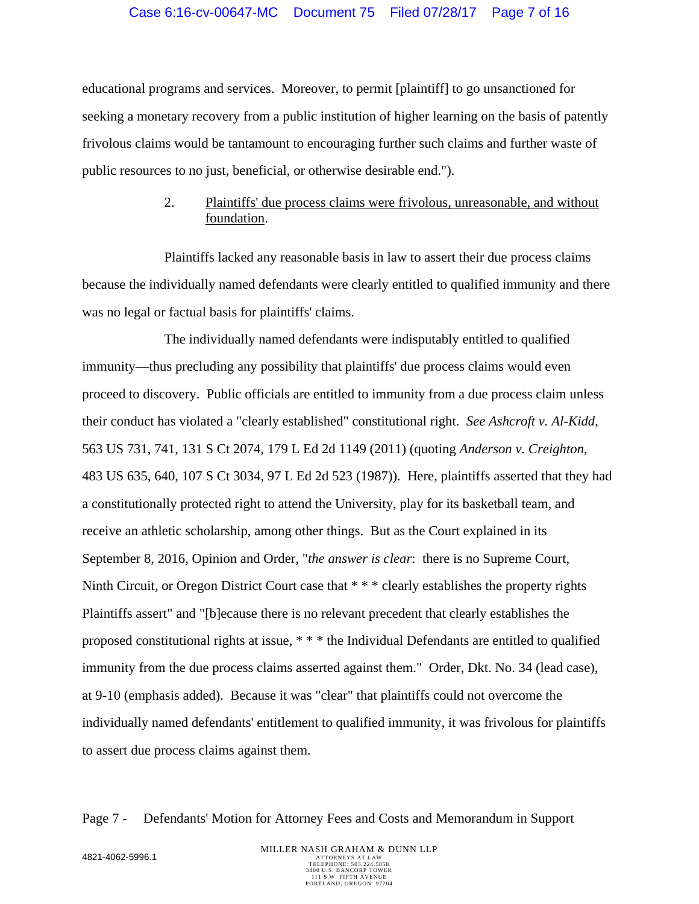educational programs and services. Moreover, to permit [plaintiff] to go unsanctioned for seeking a monetary recovery from a public institution of higher learning on the basis of patently frivolous claims would be tantamount to encouraging further such claims and further waste of public resources to no just, beneficial, or otherwise desirable end.").

2. Plaintiffs' due process claims were frivolous, unreasonable, and without foundation.

Plaintiffs lacked any reasonable basis in law to assert their due process claims because the individually named defendants were clearly entitled to qualified immunity and there was no legal or factual basis for plaintiffs' claims.

The individually named defendants were indisputably entitled to qualified immunity—thus precluding any possibility that plaintiffs' due process claims would even proceed to discovery. Public officials are entitled to immunity from a due process claim unless their conduct has violated a "clearly established" constitutional right. *See Ashcroft v. Al-Kidd*, 563 US 731, 741, 131 S Ct 2074, 179 L Ed 2d 1149 (2011) (quoting *Anderson v. Creighton*, 483 US 635, 640, 107 S Ct 3034, 97 L Ed 2d 523 (1987)). Here, plaintiffs asserted that they had a constitutionally protected right to attend the University, play for its basketball team, and receive an athletic scholarship, among other things. But as the Court explained in its September 8, 2016, Opinion and Order, "*the answer is clear*: there is no Supreme Court, Ninth Circuit, or Oregon District Court case that * * * clearly establishes the property rights Plaintiffs assert" and "[b]ecause there is no relevant precedent that clearly establishes the proposed constitutional rights at issue, * * * the Individual Defendants are entitled to qualified immunity from the due process claims asserted against them." Order, Dkt. No. 34 (lead case), at 9-10 (emphasis added). Because it was "clear" that plaintiffs could not overcome the individually named defendants' entitlement to qualified immunity, it was frivolous for plaintiffs to assert due process claims against them.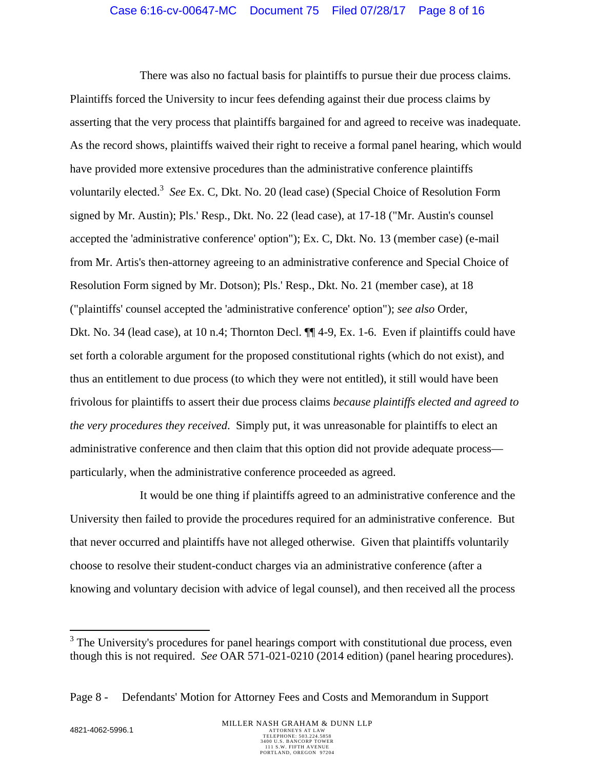There was also no factual basis for plaintiffs to pursue their due process claims. Plaintiffs forced the University to incur fees defending against their due process claims by asserting that the very process that plaintiffs bargained for and agreed to receive was inadequate. As the record shows, plaintiffs waived their right to receive a formal panel hearing, which would have provided more extensive procedures than the administrative conference plaintiffs voluntarily elected.[3] *See* Ex. C, Dkt. No. 20 (lead case) (Special Choice of Resolution Form signed by Mr. Austin); Pls.' Resp., Dkt. No. 22 (lead case), at 17-18 ("Mr. Austin's counsel accepted the 'administrative conference' option"); Ex. C, Dkt. No. 13 (member case) (e-mail from Mr. Artis's then-attorney agreeing to an administrative conference and Special Choice of Resolution Form signed by Mr. Dotson); Pls.' Resp., Dkt. No. 21 (member case), at 18 ("plaintiffs' counsel accepted the 'administrative conference' option"); *see also* Order, Dkt. No. 34 (lead case), at 10 n.4; Thornton Decl. ¶¶ 4-9, Ex. 1-6. Even if plaintiffs could have set forth a colorable argument for the proposed constitutional rights (which do not exist), and thus an entitlement to due process (to which they were not entitled), it still would have been frivolous for plaintiffs to assert their due process claims *because plaintiffs elected and agreed to the very procedures they received*. Simply put, it was unreasonable for plaintiffs to elect an administrative conference and then claim that this option did not provide adequate process—particularly, when the administrative conference proceeded as agreed.

It would be one thing if plaintiffs agreed to an administrative conference and the University then failed to provide the procedures required for an administrative conference. But that never occurred and plaintiffs have not alleged otherwise. Given that plaintiffs voluntarily choose to resolve their student-conduct charges via an administrative conference (after a knowing and voluntary decision with advice of legal counsel), and then received all the process

---

[3] The University's procedures for panel hearings comport with constitutional due process, even though this is not required. *See* OAR 571-021-0210 (2014 edition) (panel hearing procedures).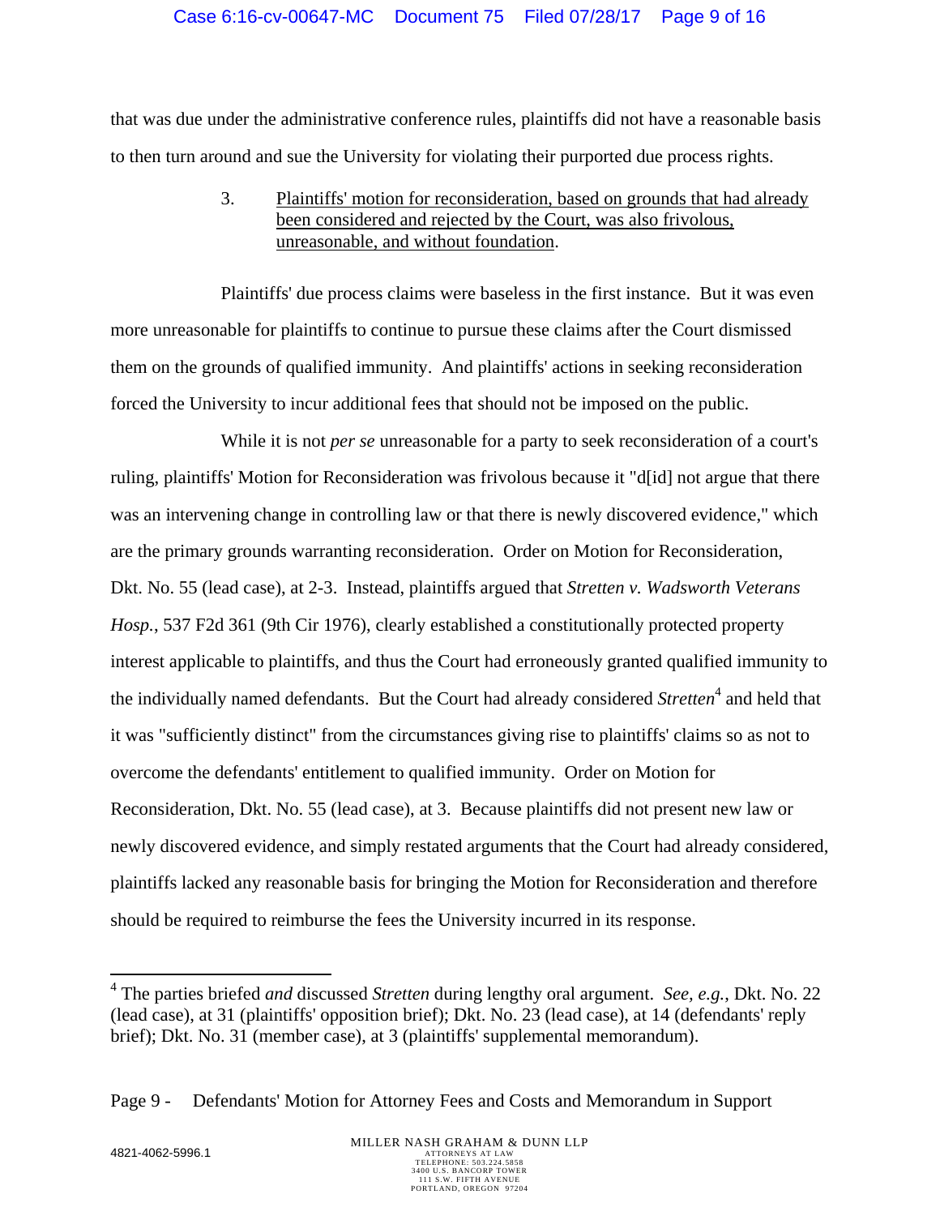that was due under the administrative conference rules, plaintiffs did not have a reasonable basis to then turn around and sue the University for violating their purported due process rights.

3. Plaintiffs' motion for reconsideration, based on grounds that had already been considered and rejected by the Court, was also frivolous, unreasonable, and without foundation.

Plaintiffs' due process claims were baseless in the first instance. But it was even more unreasonable for plaintiffs to continue to pursue these claims after the Court dismissed them on the grounds of qualified immunity. And plaintiffs' actions in seeking reconsideration forced the University to incur additional fees that should not be imposed on the public.

While it is not *per se* unreasonable for a party to seek reconsideration of a court's ruling, plaintiffs' Motion for Reconsideration was frivolous because it "d[id] not argue that there was an intervening change in controlling law or that there is newly discovered evidence," which are the primary grounds warranting reconsideration. Order on Motion for Reconsideration, Dkt. No. 55 (lead case), at 2-3. Instead, plaintiffs argued that *Stretten v. Wadsworth Veterans Hosp.*, 537 F2d 361 (9th Cir 1976), clearly established a constitutionally protected property interest applicable to plaintiffs, and thus the Court had erroneously granted qualified immunity to the individually named defendants. But the Court had already considered *Stretten*[4] and held that it was "sufficiently distinct" from the circumstances giving rise to plaintiffs' claims so as not to overcome the defendants' entitlement to qualified immunity. Order on Motion for Reconsideration, Dkt. No. 55 (lead case), at 3. Because plaintiffs did not present new law or newly discovered evidence, and simply restated arguments that the Court had already considered, plaintiffs lacked any reasonable basis for bringing the Motion for Reconsideration and therefore should be required to reimburse the fees the University incurred in its response.

[4] The parties briefed *and* discussed *Stretten* during lengthy oral argument. *See, e.g.*, Dkt. No. 22 (lead case), at 31 (plaintiffs' opposition brief); Dkt. No. 23 (lead case), at 14 (defendants' reply brief); Dkt. No. 31 (member case), at 3 (plaintiffs' supplemental memorandum).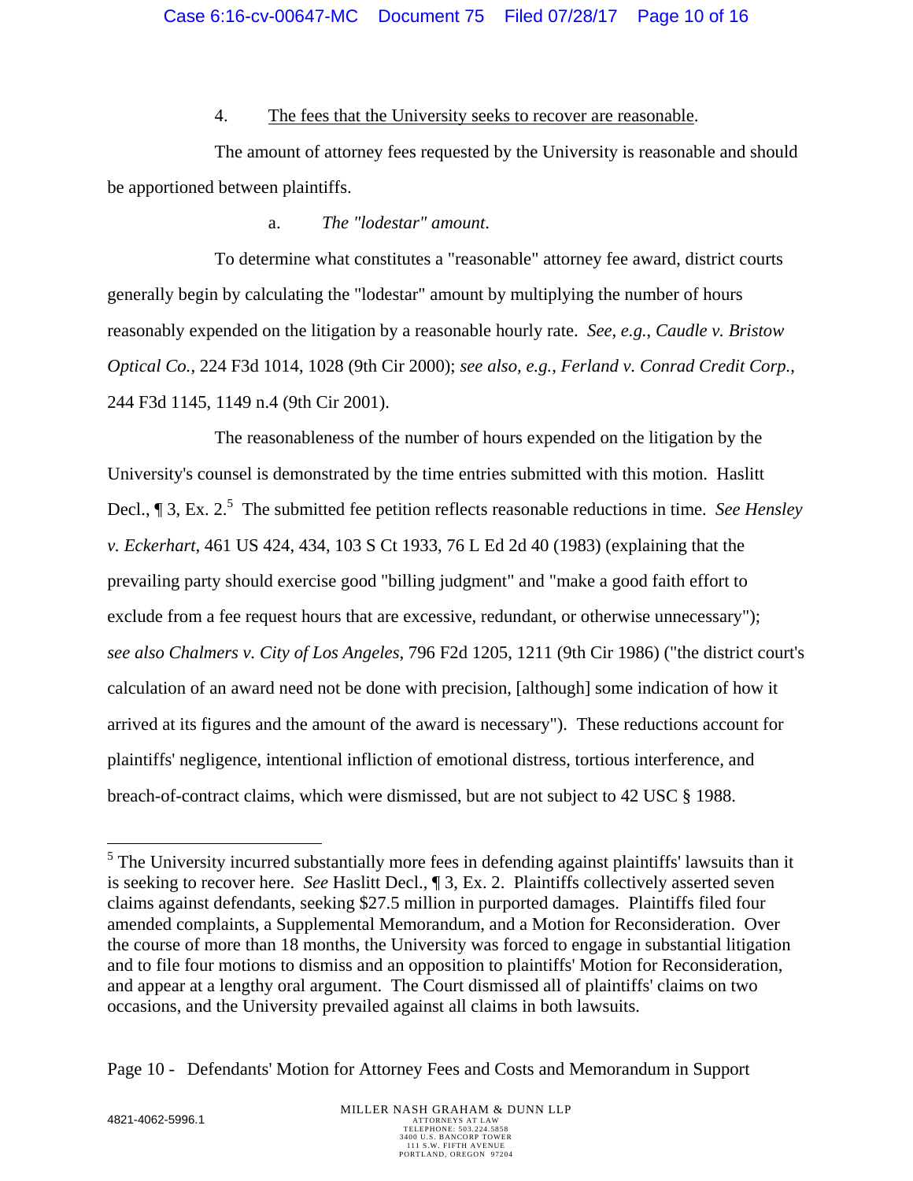4. <u>The fees that the University seeks to recover are reasonable</u>.

The amount of attorney fees requested by the University is reasonable and should be apportioned between plaintiffs.

a. *The "lodestar" amount*.

To determine what constitutes a "reasonable" attorney fee award, district courts generally begin by calculating the "lodestar" amount by multiplying the number of hours reasonably expended on the litigation by a reasonable hourly rate. *See, e.g.*, *Caudle v. Bristow Optical Co.*, 224 F3d 1014, 1028 (9th Cir 2000); *see also, e.g.*, *Ferland v. Conrad Credit Corp.*, 244 F3d 1145, 1149 n.4 (9th Cir 2001).

The reasonableness of the number of hours expended on the litigation by the University's counsel is demonstrated by the time entries submitted with this motion. Haslitt Decl., ¶ 3, Ex. 2.[5] The submitted fee petition reflects reasonable reductions in time. *See Hensley v. Eckerhart*, 461 US 424, 434, 103 S Ct 1933, 76 L Ed 2d 40 (1983) (explaining that the prevailing party should exercise good "billing judgment" and "make a good faith effort to exclude from a fee request hours that are excessive, redundant, or otherwise unnecessary"); *see also Chalmers v. City of Los Angeles*, 796 F2d 1205, 1211 (9th Cir 1986) ("the district court's calculation of an award need not be done with precision, [although] some indication of how it arrived at its figures and the amount of the award is necessary"). These reductions account for plaintiffs' negligence, intentional infliction of emotional distress, tortious interference, and breach-of-contract claims, which were dismissed, but are not subject to 42 USC § 1988.

---

[5] The University incurred substantially more fees in defending against plaintiffs' lawsuits than it is seeking to recover here. *See* Haslitt Decl., ¶ 3, Ex. 2. Plaintiffs collectively asserted seven claims against defendants, seeking $27.5 million in purported damages. Plaintiffs filed four amended complaints, a Supplemental Memorandum, and a Motion for Reconsideration. Over the course of more than 18 months, the University was forced to engage in substantial litigation and to file four motions to dismiss and an opposition to plaintiffs' Motion for Reconsideration, and appear at a lengthy oral argument. The Court dismissed all of plaintiffs' claims on two occasions, and the University prevailed against all claims in both lawsuits.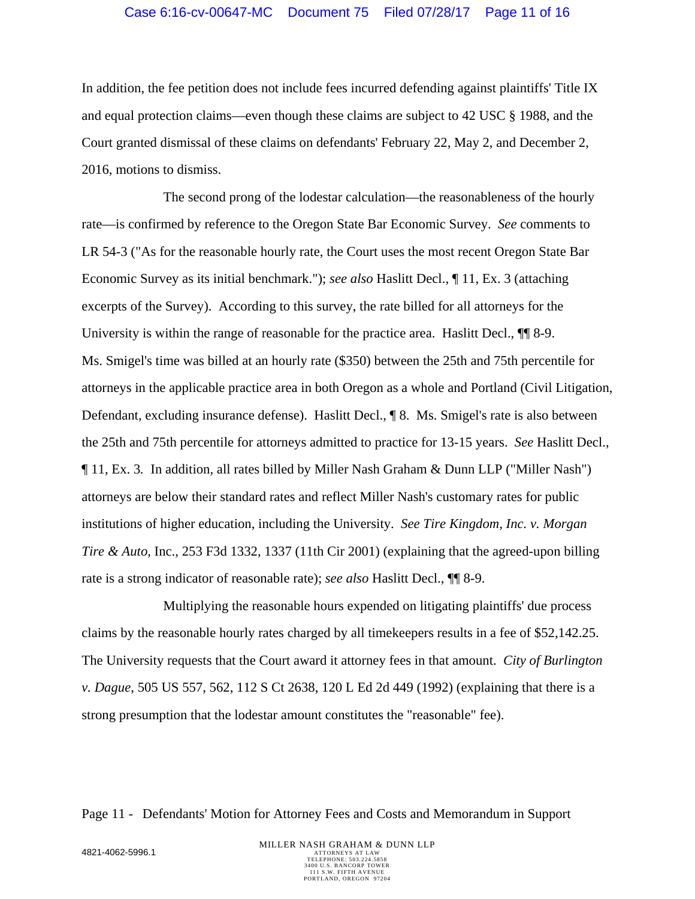In addition, the fee petition does not include fees incurred defending against plaintiffs' Title IX and equal protection claims—even though these claims are subject to 42 USC § 1988, and the Court granted dismissal of these claims on defendants' February 22, May 2, and December 2, 2016, motions to dismiss.

The second prong of the lodestar calculation—the reasonableness of the hourly rate—is confirmed by reference to the Oregon State Bar Economic Survey. *See* comments to LR 54-3 ("As for the reasonable hourly rate, the Court uses the most recent Oregon State Bar Economic Survey as its initial benchmark."); *see also* Haslitt Decl., ¶ 11, Ex. 3 (attaching excerpts of the Survey). According to this survey, the rate billed for all attorneys for the University is within the range of reasonable for the practice area. Haslitt Decl., ¶¶ 8-9. Ms. Smigel's time was billed at an hourly rate ($350) between the 25th and 75th percentile for attorneys in the applicable practice area in both Oregon as a whole and Portland (Civil Litigation, Defendant, excluding insurance defense). Haslitt Decl., ¶ 8. Ms. Smigel's rate is also between the 25th and 75th percentile for attorneys admitted to practice for 13-15 years. *See* Haslitt Decl., ¶ 11, Ex. 3. In addition, all rates billed by Miller Nash Graham & Dunn LLP ("Miller Nash") attorneys are below their standard rates and reflect Miller Nash's customary rates for public institutions of higher education, including the University. *See Tire Kingdom, Inc. v. Morgan Tire & Auto*, Inc., 253 F3d 1332, 1337 (11th Cir 2001) (explaining that the agreed-upon billing rate is a strong indicator of reasonable rate); *see also* Haslitt Decl., ¶¶ 8-9.

Multiplying the reasonable hours expended on litigating plaintiffs' due process claims by the reasonable hourly rates charged by all timekeepers results in a fee of $52,142.25. The University requests that the Court award it attorney fees in that amount. *City of Burlington v. Dague*, 505 US 557, 562, 112 S Ct 2638, 120 L Ed 2d 449 (1992) (explaining that there is a strong presumption that the lodestar amount constitutes the "reasonable" fee).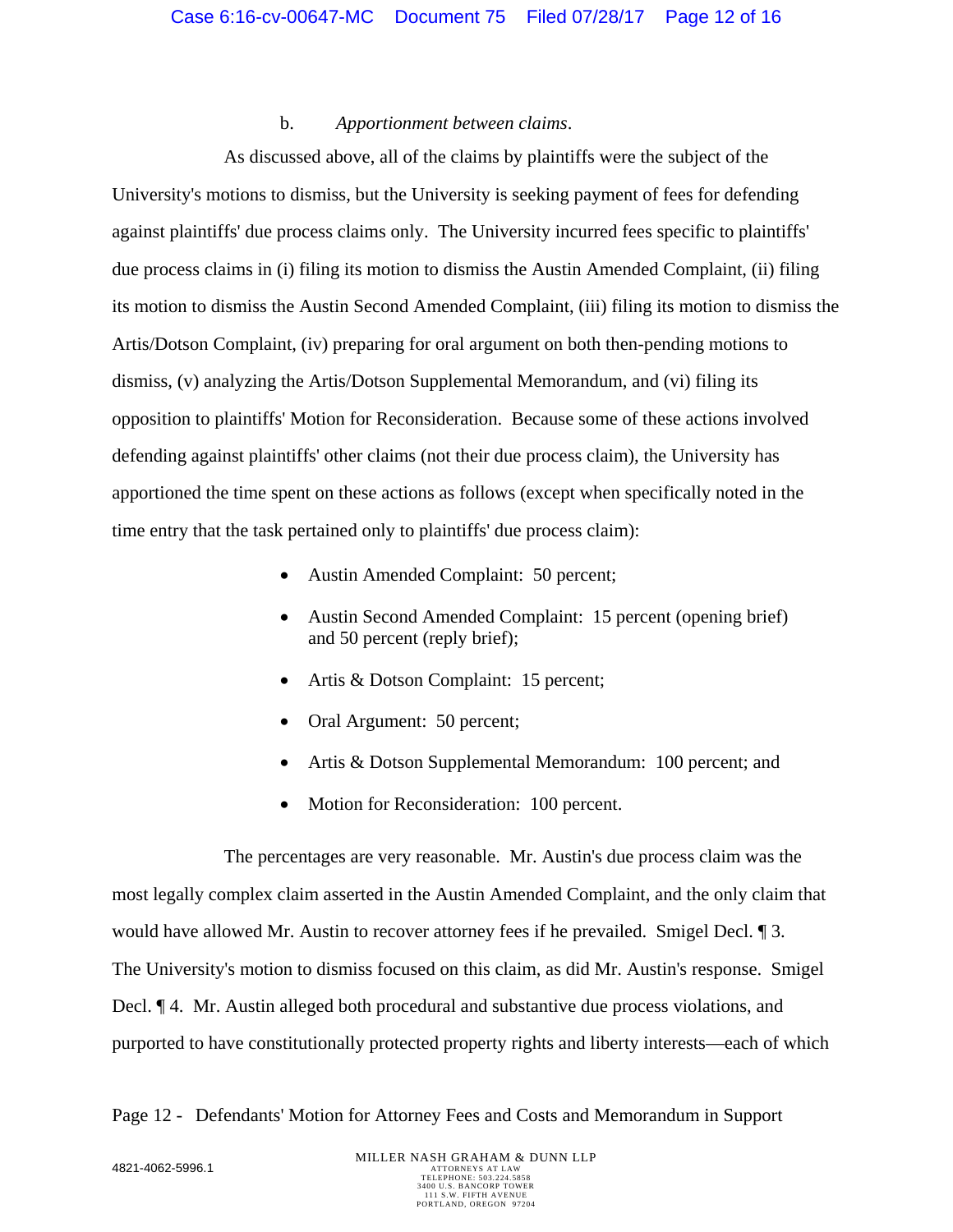b. *Apportionment between claims*.

As discussed above, all of the claims by plaintiffs were the subject of the University's motions to dismiss, but the University is seeking payment of fees for defending against plaintiffs' due process claims only. The University incurred fees specific to plaintiffs' due process claims in (i) filing its motion to dismiss the Austin Amended Complaint, (ii) filing its motion to dismiss the Austin Second Amended Complaint, (iii) filing its motion to dismiss the Artis/Dotson Complaint, (iv) preparing for oral argument on both then-pending motions to dismiss, (v) analyzing the Artis/Dotson Supplemental Memorandum, and (vi) filing its opposition to plaintiffs' Motion for Reconsideration. Because some of these actions involved defending against plaintiffs' other claims (not their due process claim), the University has apportioned the time spent on these actions as follows (except when specifically noted in the time entry that the task pertained only to plaintiffs' due process claim):

- Austin Amended Complaint: 50 percent;
- Austin Second Amended Complaint: 15 percent (opening brief) and 50 percent (reply brief);
- Artis & Dotson Complaint: 15 percent;
- Oral Argument: 50 percent;
- Artis & Dotson Supplemental Memorandum: 100 percent; and
- Motion for Reconsideration: 100 percent.

The percentages are very reasonable. Mr. Austin's due process claim was the most legally complex claim asserted in the Austin Amended Complaint, and the only claim that would have allowed Mr. Austin to recover attorney fees if he prevailed. Smigel Decl. ¶ 3. The University's motion to dismiss focused on this claim, as did Mr. Austin's response. Smigel Decl. ¶ 4. Mr. Austin alleged both procedural and substantive due process violations, and purported to have constitutionally protected property rights and liberty interests—each of which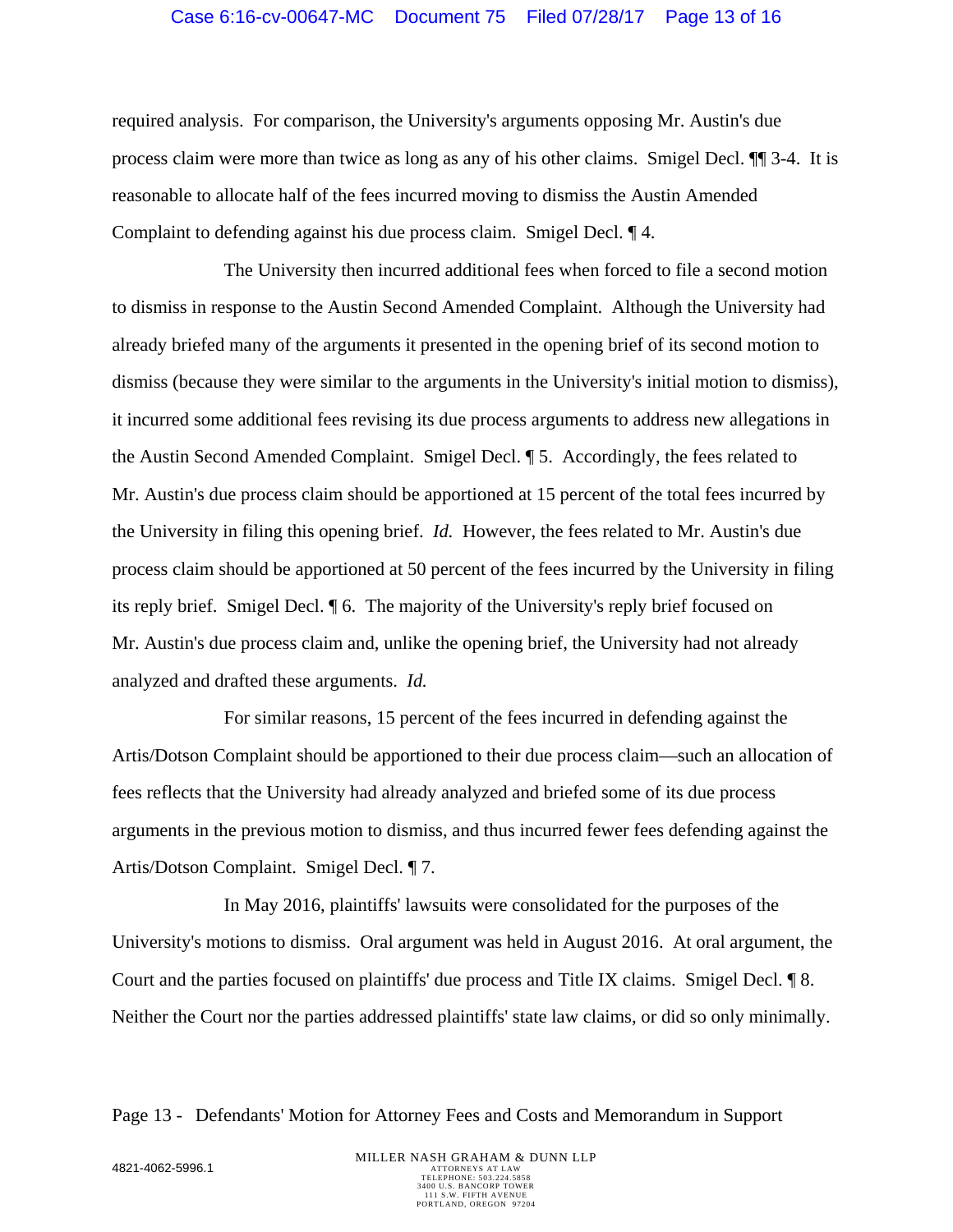required analysis. For comparison, the University's arguments opposing Mr. Austin's due process claim were more than twice as long as any of his other claims. Smigel Decl. ¶¶ 3-4. It is reasonable to allocate half of the fees incurred moving to dismiss the Austin Amended Complaint to defending against his due process claim. Smigel Decl. ¶ 4.

The University then incurred additional fees when forced to file a second motion to dismiss in response to the Austin Second Amended Complaint. Although the University had already briefed many of the arguments it presented in the opening brief of its second motion to dismiss (because they were similar to the arguments in the University's initial motion to dismiss), it incurred some additional fees revising its due process arguments to address new allegations in the Austin Second Amended Complaint. Smigel Decl. ¶ 5. Accordingly, the fees related to Mr. Austin's due process claim should be apportioned at 15 percent of the total fees incurred by the University in filing this opening brief. *Id.* However, the fees related to Mr. Austin's due process claim should be apportioned at 50 percent of the fees incurred by the University in filing its reply brief. Smigel Decl. ¶ 6. The majority of the University's reply brief focused on Mr. Austin's due process claim and, unlike the opening brief, the University had not already analyzed and drafted these arguments. *Id.*

For similar reasons, 15 percent of the fees incurred in defending against the Artis/Dotson Complaint should be apportioned to their due process claim—such an allocation of fees reflects that the University had already analyzed and briefed some of its due process arguments in the previous motion to dismiss, and thus incurred fewer fees defending against the Artis/Dotson Complaint. Smigel Decl. ¶ 7.

In May 2016, plaintiffs' lawsuits were consolidated for the purposes of the University's motions to dismiss. Oral argument was held in August 2016. At oral argument, the Court and the parties focused on plaintiffs' due process and Title IX claims. Smigel Decl. ¶ 8. Neither the Court nor the parties addressed plaintiffs' state law claims, or did so only minimally.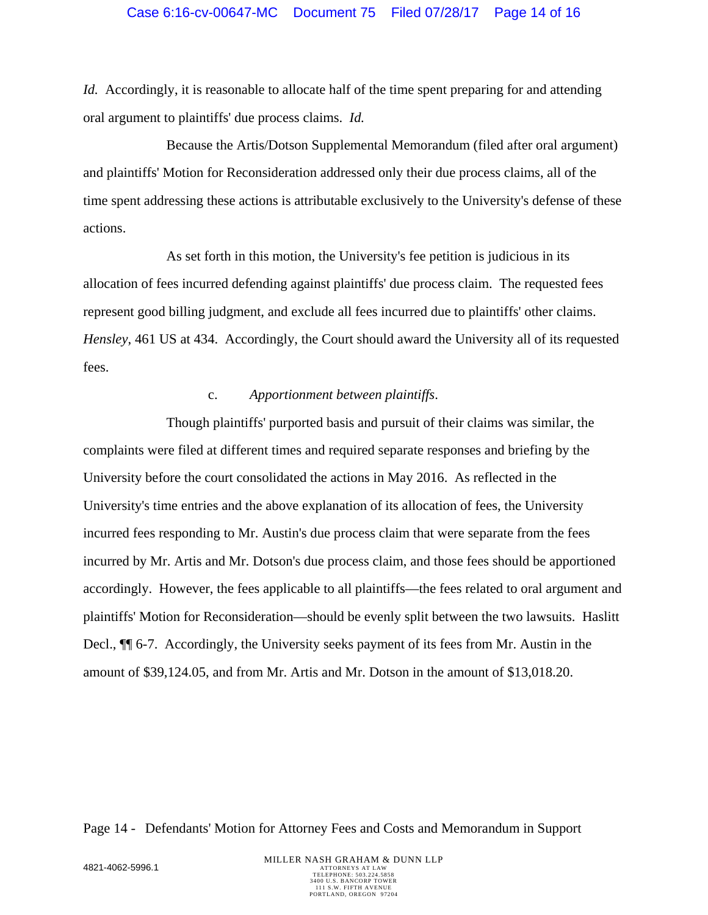*Id.* Accordingly, it is reasonable to allocate half of the time spent preparing for and attending oral argument to plaintiffs' due process claims. *Id.*

Because the Artis/Dotson Supplemental Memorandum (filed after oral argument) and plaintiffs' Motion for Reconsideration addressed only their due process claims, all of the time spent addressing these actions is attributable exclusively to the University's defense of these actions.

As set forth in this motion, the University's fee petition is judicious in its allocation of fees incurred defending against plaintiffs' due process claim. The requested fees represent good billing judgment, and exclude all fees incurred due to plaintiffs' other claims. *Hensley*, 461 US at 434. Accordingly, the Court should award the University all of its requested fees.

c. *Apportionment between plaintiffs.*

Though plaintiffs' purported basis and pursuit of their claims was similar, the complaints were filed at different times and required separate responses and briefing by the University before the court consolidated the actions in May 2016. As reflected in the University's time entries and the above explanation of its allocation of fees, the University incurred fees responding to Mr. Austin's due process claim that were separate from the fees incurred by Mr. Artis and Mr. Dotson's due process claim, and those fees should be apportioned accordingly. However, the fees applicable to all plaintiffs—the fees related to oral argument and plaintiffs' Motion for Reconsideration—should be evenly split between the two lawsuits. Haslitt Decl., ¶¶ 6-7. Accordingly, the University seeks payment of its fees from Mr. Austin in the amount of $39,124.05, and from Mr. Artis and Mr. Dotson in the amount of $13,018.20.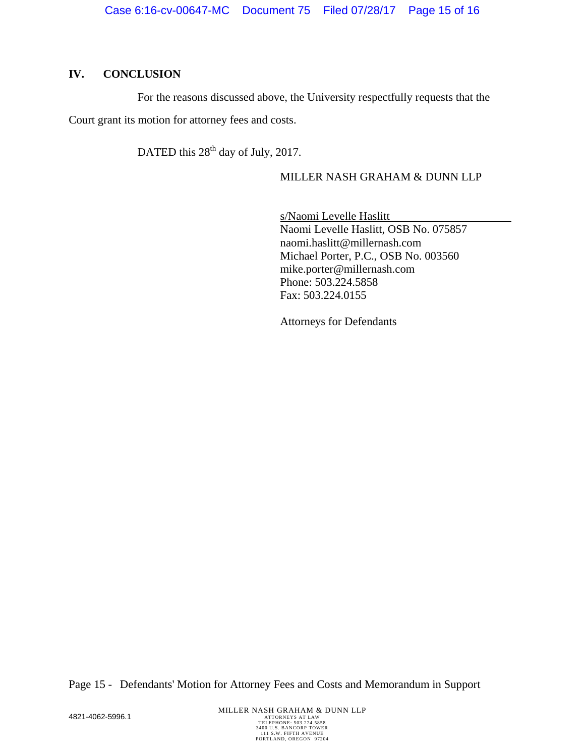## IV. CONCLUSION

For the reasons discussed above, the University respectfully requests that the Court grant its motion for attorney fees and costs.

DATED this 28th day of July, 2017.

MILLER NASH GRAHAM & DUNN LLP

s/Naomi Levelle Haslitt
Naomi Levelle Haslitt, OSB No. 075857
naomi.haslitt@millernash.com
Michael Porter, P.C., OSB No. 003560
mike.porter@millernash.com
Phone: 503.224.5858
Fax: 503.224.0155

Attorneys for Defendants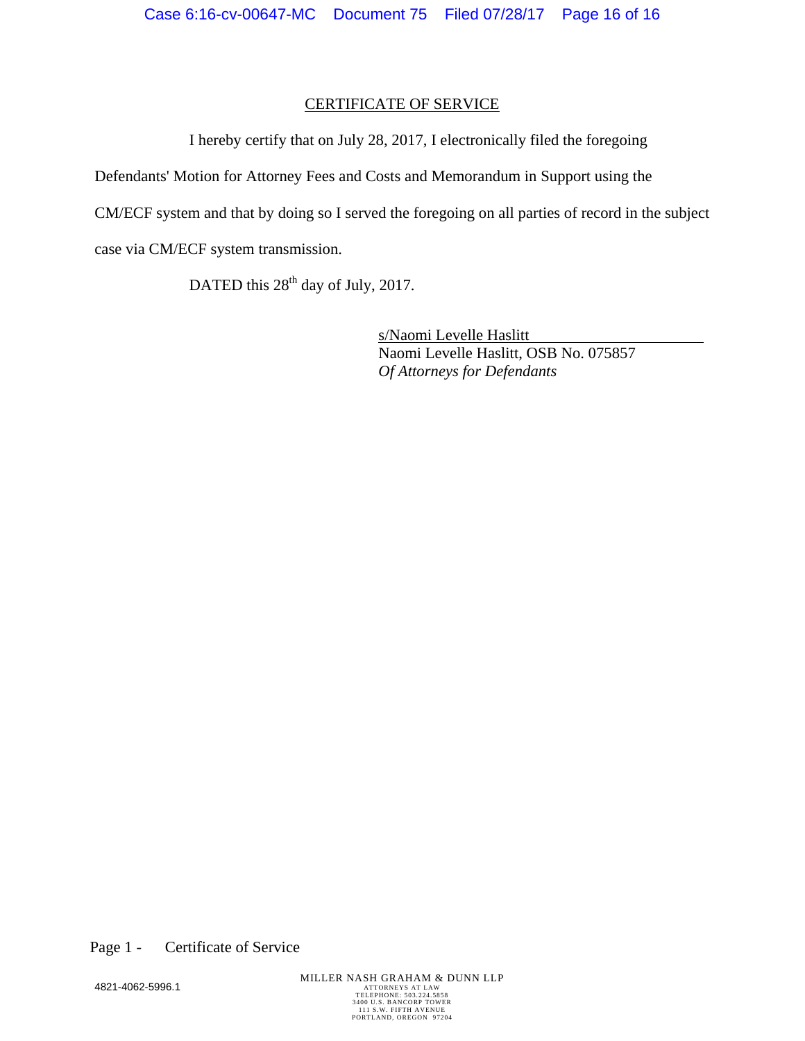## CERTIFICATE OF SERVICE

I hereby certify that on July 28, 2017, I electronically filed the foregoing Defendants' Motion for Attorney Fees and Costs and Memorandum in Support using the CM/ECF system and that by doing so I served the foregoing on all parties of record in the subject case via CM/ECF system transmission.

DATED this 28th day of July, 2017.

s/Naomi Levelle Haslitt
Naomi Levelle Haslitt, OSB No. 075857
*Of Attorneys for Defendants*

Page 1 - Certificate of Service

4821-4062-5996.1

MILLER NASH GRAHAM & DUNN LLP
ATTORNEYS AT LAW
TELEPHONE: 503.224.5858
3400 U.S. BANCORP TOWER
111 S.W. FIFTH AVENUE
PORTLAND, OREGON 97204